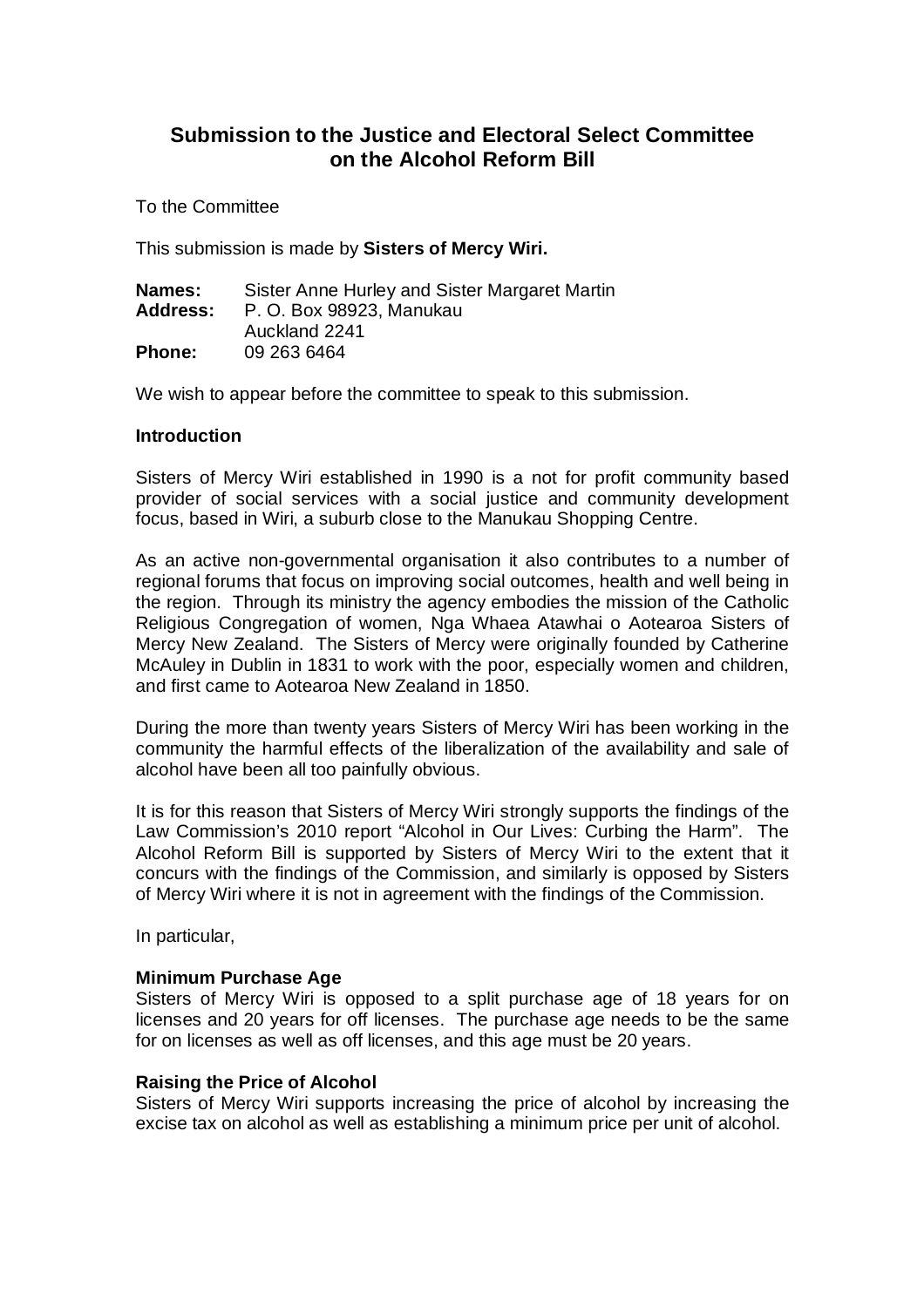# Submission to the Justice and Electoral Select Committee on the Alcohol Reform Bill

To the Committee

This submission is made by **Sisters of Mercy Wiri.**

**Names:** Sister Anne Hurley and Sister Margaret Martin
**Address:** P. O. Box 98923, Manukau
Auckland 2241
**Phone:** 09 263 6464

We wish to appear before the committee to speak to this submission.

**Introduction**

Sisters of Mercy Wiri established in 1990 is a not for profit community based provider of social services with a social justice and community development focus, based in Wiri, a suburb close to the Manukau Shopping Centre.

As an active non-governmental organisation it also contributes to a number of regional forums that focus on improving social outcomes, health and well being in the region. Through its ministry the agency embodies the mission of the Catholic Religious Congregation of women, Nga Whaea Atawhai o Aotearoa Sisters of Mercy New Zealand. The Sisters of Mercy were originally founded by Catherine McAuley in Dublin in 1831 to work with the poor, especially women and children, and first came to Aotearoa New Zealand in 1850.

During the more than twenty years Sisters of Mercy Wiri has been working in the community the harmful effects of the liberalization of the availability and sale of alcohol have been all too painfully obvious.

It is for this reason that Sisters of Mercy Wiri strongly supports the findings of the Law Commission's 2010 report "Alcohol in Our Lives: Curbing the Harm". The Alcohol Reform Bill is supported by Sisters of Mercy Wiri to the extent that it concurs with the findings of the Commission, and similarly is opposed by Sisters of Mercy Wiri where it is not in agreement with the findings of the Commission.

In particular,

**Minimum Purchase Age**
Sisters of Mercy Wiri is opposed to a split purchase age of 18 years for on licenses and 20 years for off licenses. The purchase age needs to be the same for on licenses as well as off licenses, and this age must be 20 years.

**Raising the Price of Alcohol**
Sisters of Mercy Wiri supports increasing the price of alcohol by increasing the excise tax on alcohol as well as establishing a minimum price per unit of alcohol.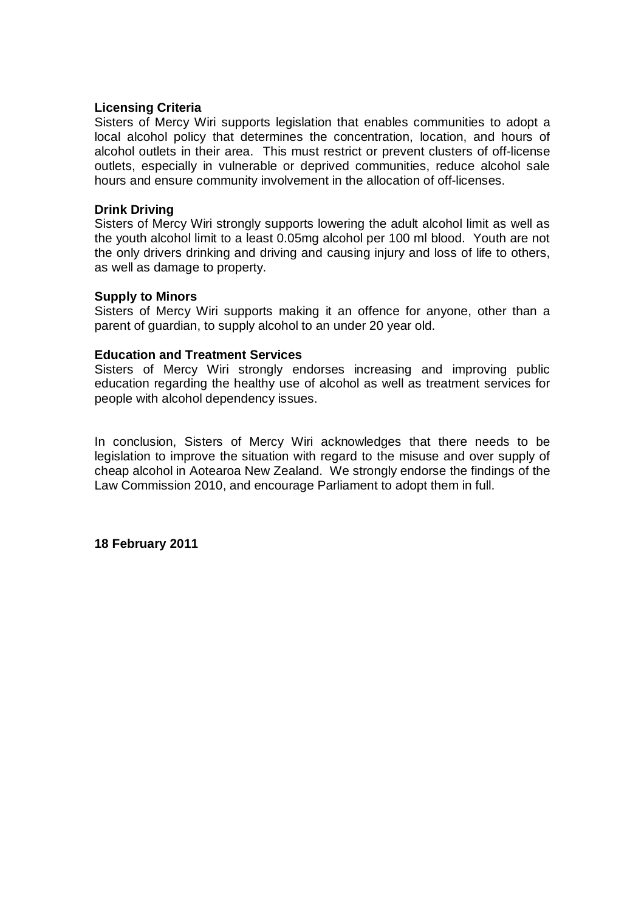**Licensing Criteria**

Sisters of Mercy Wiri supports legislation that enables communities to adopt a local alcohol policy that determines the concentration, location, and hours of alcohol outlets in their area. This must restrict or prevent clusters of off-license outlets, especially in vulnerable or deprived communities, reduce alcohol sale hours and ensure community involvement in the allocation of off-licenses.

**Drink Driving**

Sisters of Mercy Wiri strongly supports lowering the adult alcohol limit as well as the youth alcohol limit to a least 0.05mg alcohol per 100 ml blood. Youth are not the only drivers drinking and driving and causing injury and loss of life to others, as well as damage to property.

**Supply to Minors**

Sisters of Mercy Wiri supports making it an offence for anyone, other than a parent of guardian, to supply alcohol to an under 20 year old.

**Education and Treatment Services**

Sisters of Mercy Wiri strongly endorses increasing and improving public education regarding the healthy use of alcohol as well as treatment services for people with alcohol dependency issues.

In conclusion, Sisters of Mercy Wiri acknowledges that there needs to be legislation to improve the situation with regard to the misuse and over supply of cheap alcohol in Aotearoa New Zealand. We strongly endorse the findings of the Law Commission 2010, and encourage Parliament to adopt them in full.

**18 February 2011**